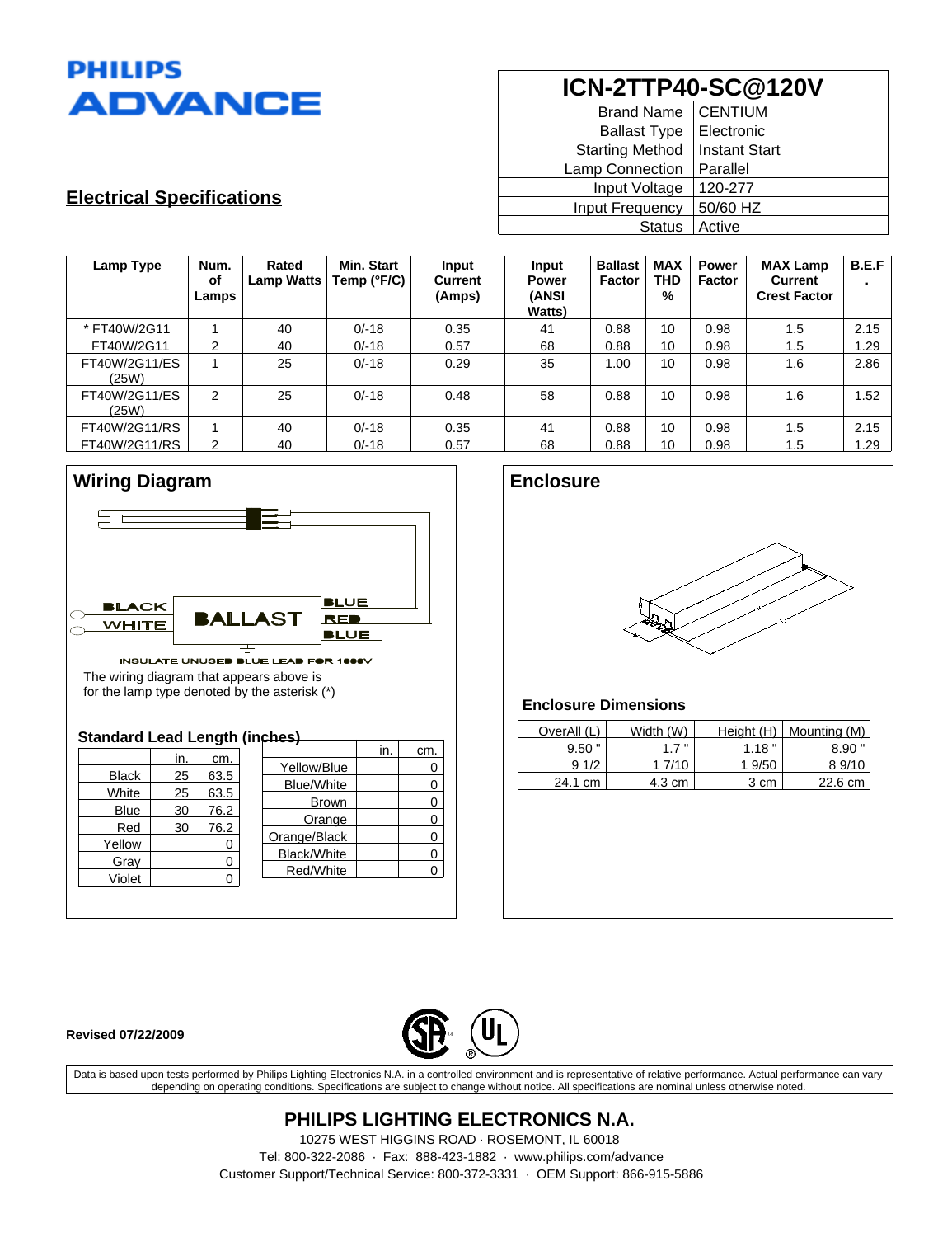PHILIPS ADVANCE

| ICN-2TTP40-SC@120V | |
|---|---|
| Brand Name | CENTIUM |
| Ballast Type | Electronic |
| Starting Method | Instant Start |
| Lamp Connection | Parallel |
| Input Voltage | 120-277 |
| Input Frequency | 50/60 HZ |
| Status | Active |

## Electrical Specifications

| Lamp Type | Num. of Lamps | Rated Lamp Watts | Min. Start Temp (°F/C) | Input Current (Amps) | Input Power (ANSI Watts) | Ballast Factor | MAX THD % | Power Factor | MAX Lamp Current Crest Factor | B.E.F. |
|---|---|---|---|---|---|---|---|---|---|---|
| * FT40W/2G11 | 1 | 40 | 0/-18 | 0.35 | 41 | 0.88 | 10 | 0.98 | 1.5 | 2.15 |
| FT40W/2G11 | 2 | 40 | 0/-18 | 0.57 | 68 | 0.88 | 10 | 0.98 | 1.5 | 1.29 |
| FT40W/2G11/ES (25W) | 1 | 25 | 0/-18 | 0.29 | 35 | 1.00 | 10 | 0.98 | 1.6 | 2.86 |
| FT40W/2G11/ES (25W) | 2 | 25 | 0/-18 | 0.48 | 58 | 0.88 | 10 | 0.98 | 1.6 | 1.52 |
| FT40W/2G11/RS | 1 | 40 | 0/-18 | 0.35 | 41 | 0.88 | 10 | 0.98 | 1.5 | 2.15 |
| FT40W/2G11/RS | 2 | 40 | 0/-18 | 0.57 | 68 | 0.88 | 10 | 0.98 | 1.5 | 1.29 |

## Wiring Diagram

BLACK
WHITE
BALLAST
BLUE
RED
BLUE

INSULATE UNUSED BLUE LEAD FOR 1000V

The wiring diagram that appears above is for the lamp type denoted by the asterisk (*)

### Standard Lead Length (inches)

| | in. | cm. |
|---|---|---|
| Black | 25 | 63.5 |
| White | 25 | 63.5 |
| Blue | 30 | 76.2 |
| Red | 30 | 76.2 |
| Yellow | | 0 |
| Gray | | 0 |
| Violet | | 0 |

| | in. | cm. |
|---|---|---|
| Yellow/Blue | | 0 |
| Blue/White | | 0 |
| Brown | | 0 |
| Orange | | 0 |
| Orange/Black | | 0 |
| Black/White | | 0 |
| Red/White | | 0 |

## Enclosure

### Enclosure Dimensions

| OverAll (L) | Width (W) | Height (H) | Mounting (M) |
|---|---|---|---|
| 9.50 " | 1.7 " | 1.18 " | 8.90 " |
| 9 1/2 | 1 7/10 | 1 9/50 | 8 9/10 |
| 24.1 cm | 4.3 cm | 3 cm | 22.6 cm |

**Revised 07/22/2009**

Data is based upon tests performed by Philips Lighting Electronics N.A. in a controlled environment and is representative of relative performance. Actual performance can vary depending on operating conditions. Specifications are subject to change without notice. All specifications are nominal unless otherwise noted.

**PHILIPS LIGHTING ELECTRONICS N.A.**

10275 WEST HIGGINS ROAD · ROSEMONT, IL 60018

Tel: 800-322-2086 · Fax: 888-423-1882 · www.philips.com/advance

Customer Support/Technical Service: 800-372-3331 · OEM Support: 866-915-5886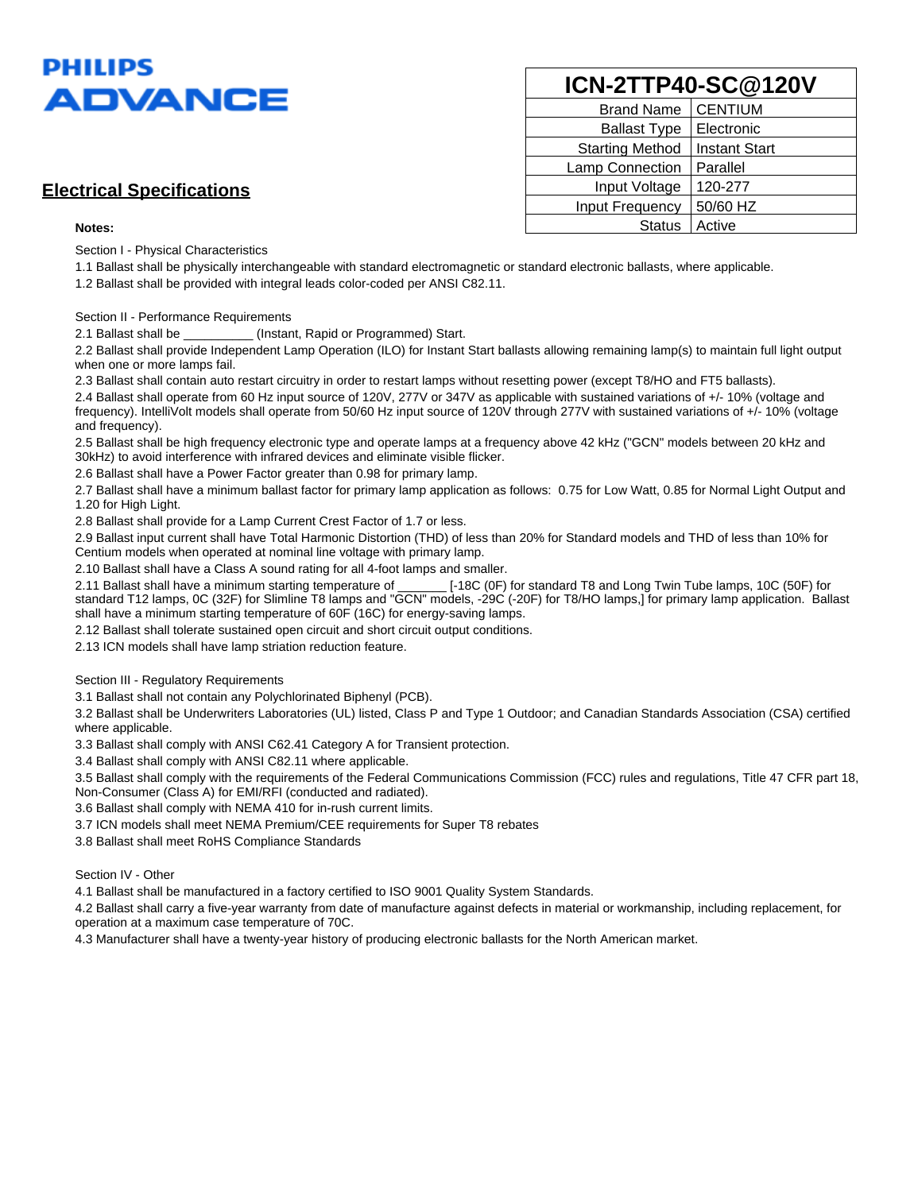PHILIPS
ADVANCE

| ICN-2TTP40-SC@120V | |
|---|---|
| Brand Name | CENTIUM |
| Ballast Type | Electronic |
| Starting Method | Instant Start |
| Lamp Connection | Parallel |
| Input Voltage | 120-277 |
| Input Frequency | 50/60 HZ |
| Status | Active |

## Electrical Specifications

**Notes:**

Section I - Physical Characteristics

1.1 Ballast shall be physically interchangeable with standard electromagnetic or standard electronic ballasts, where applicable.

1.2 Ballast shall be provided with integral leads color-coded per ANSI C82.11.

Section II - Performance Requirements

2.1 Ballast shall be __________ (Instant, Rapid or Programmed) Start.

2.2 Ballast shall provide Independent Lamp Operation (ILO) for Instant Start ballasts allowing remaining lamp(s) to maintain full light output when one or more lamps fail.

2.3 Ballast shall contain auto restart circuitry in order to restart lamps without resetting power (except T8/HO and FT5 ballasts).

2.4 Ballast shall operate from 60 Hz input source of 120V, 277V or 347V as applicable with sustained variations of +/- 10% (voltage and frequency). IntelliVolt models shall operate from 50/60 Hz input source of 120V through 277V with sustained variations of +/- 10% (voltage and frequency).

2.5 Ballast shall be high frequency electronic type and operate lamps at a frequency above 42 kHz ("GCN" models between 20 kHz and 30kHz) to avoid interference with infrared devices and eliminate visible flicker.

2.6 Ballast shall have a Power Factor greater than 0.98 for primary lamp.

2.7 Ballast shall have a minimum ballast factor for primary lamp application as follows: 0.75 for Low Watt, 0.85 for Normal Light Output and 1.20 for High Light.

2.8 Ballast shall provide for a Lamp Current Crest Factor of 1.7 or less.

2.9 Ballast input current shall have Total Harmonic Distortion (THD) of less than 20% for Standard models and THD of less than 10% for Centium models when operated at nominal line voltage with primary lamp.

2.10 Ballast shall have a Class A sound rating for all 4-foot lamps and smaller.

2.11 Ballast shall have a minimum starting temperature of _______ [-18C (0F) for standard T8 and Long Twin Tube lamps, 10C (50F) for standard T12 lamps, 0C (32F) for Slimline T8 lamps and "GCN" models, -29C (-20F) for T8/HO lamps,] for primary lamp application. Ballast shall have a minimum starting temperature of 60F (16C) for energy-saving lamps.

2.12 Ballast shall tolerate sustained open circuit and short circuit output conditions.

2.13 ICN models shall have lamp striation reduction feature.

Section III - Regulatory Requirements

3.1 Ballast shall not contain any Polychlorinated Biphenyl (PCB).

3.2 Ballast shall be Underwriters Laboratories (UL) listed, Class P and Type 1 Outdoor; and Canadian Standards Association (CSA) certified where applicable.

3.3 Ballast shall comply with ANSI C62.41 Category A for Transient protection.

3.4 Ballast shall comply with ANSI C82.11 where applicable.

3.5 Ballast shall comply with the requirements of the Federal Communications Commission (FCC) rules and regulations, Title 47 CFR part 18, Non-Consumer (Class A) for EMI/RFI (conducted and radiated).

3.6 Ballast shall comply with NEMA 410 for in-rush current limits.

3.7 ICN models shall meet NEMA Premium/CEE requirements for Super T8 rebates

3.8 Ballast shall meet RoHS Compliance Standards

Section IV - Other

4.1 Ballast shall be manufactured in a factory certified to ISO 9001 Quality System Standards.

4.2 Ballast shall carry a five-year warranty from date of manufacture against defects in material or workmanship, including replacement, for operation at a maximum case temperature of 70C.

4.3 Manufacturer shall have a twenty-year history of producing electronic ballasts for the North American market.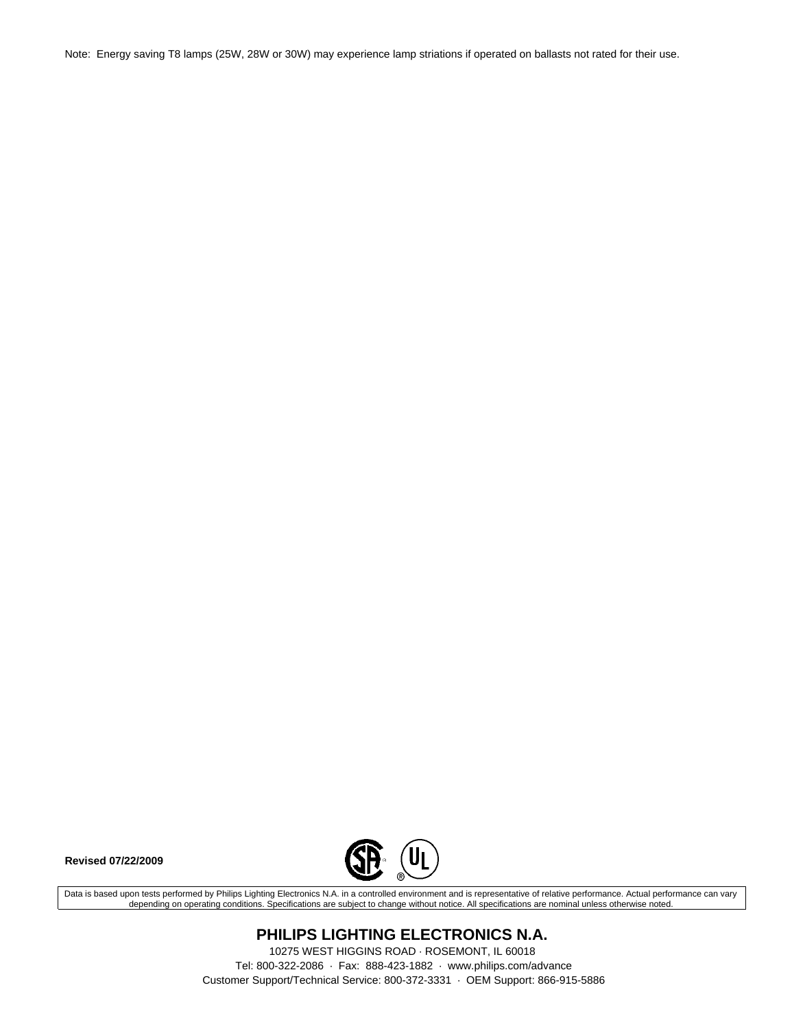Note: Energy saving T8 lamps (25W, 28W or 30W) may experience lamp striations if operated on ballasts not rated for their use.

**Revised 07/22/2009**

Data is based upon tests performed by Philips Lighting Electronics N.A. in a controlled environment and is representative of relative performance. Actual performance can vary depending on operating conditions. Specifications are subject to change without notice. All specifications are nominal unless otherwise noted.

**PHILIPS LIGHTING ELECTRONICS N.A.**

10275 WEST HIGGINS ROAD · ROSEMONT, IL 60018

Tel: 800-322-2086 · Fax: 888-423-1882 · www.philips.com/advance

Customer Support/Technical Service: 800-372-3331 · OEM Support: 866-915-5886